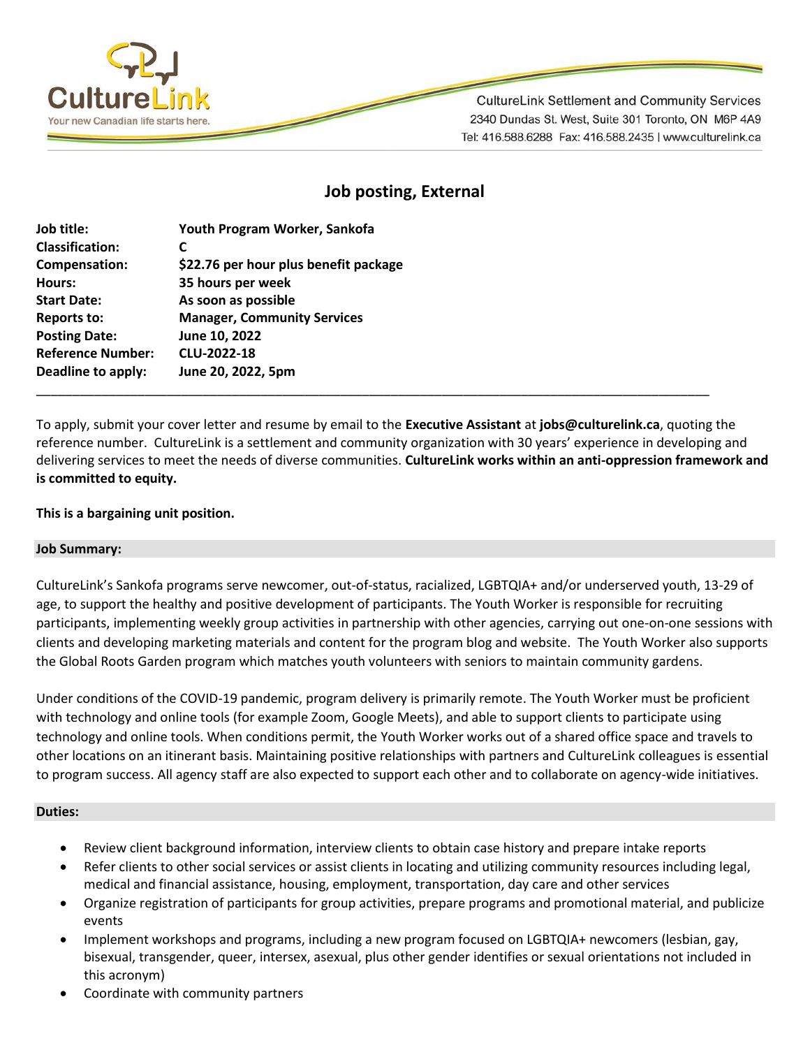CultureLink

Your new Canadian life starts here.

CultureLink Settlement and Community Services
2340 Dundas St. West, Suite 301 Toronto, ON M6P 4A9
Tel: 416.588.6288 Fax: 416.588.2435 | www.culturelink.ca

# Job posting, External

| | |
|---|---|
| **Job title:** | **Youth Program Worker, Sankofa** |
| **Classification:** | **C** |
| **Compensation:** | **$22.76 per hour plus benefit package** |
| **Hours:** | **35 hours per week** |
| **Start Date:** | **As soon as possible** |
| **Reports to:** | **Manager, Community Services** |
| **Posting Date:** | **June 10, 2022** |
| **Reference Number:** | **CLU-2022-18** |
| **Deadline to apply:** | **June 20, 2022, 5pm** |

---

To apply, submit your cover letter and resume by email to the **Executive Assistant** at **jobs@culturelink.ca**, quoting the reference number. CultureLink is a settlement and community organization with 30 years' experience in developing and delivering services to meet the needs of diverse communities. **CultureLink works within an anti-oppression framework and is committed to equity.**

**This is a bargaining unit position.**

### Job Summary:

CultureLink's Sankofa programs serve newcomer, out-of-status, racialized, LGBTQIA+ and/or underserved youth, 13-29 of age, to support the healthy and positive development of participants. The Youth Worker is responsible for recruiting participants, implementing weekly group activities in partnership with other agencies, carrying out one-on-one sessions with clients and developing marketing materials and content for the program blog and website. The Youth Worker also supports the Global Roots Garden program which matches youth volunteers with seniors to maintain community gardens.

Under conditions of the COVID-19 pandemic, program delivery is primarily remote. The Youth Worker must be proficient with technology and online tools (for example Zoom, Google Meets), and able to support clients to participate using technology and online tools. When conditions permit, the Youth Worker works out of a shared office space and travels to other locations on an itinerant basis. Maintaining positive relationships with partners and CultureLink colleagues is essential to program success. All agency staff are also expected to support each other and to collaborate on agency-wide initiatives.

### Duties:

- Review client background information, interview clients to obtain case history and prepare intake reports
- Refer clients to other social services or assist clients in locating and utilizing community resources including legal, medical and financial assistance, housing, employment, transportation, day care and other services
- Organize registration of participants for group activities, prepare programs and promotional material, and publicize events
- Implement workshops and programs, including a new program focused on LGBTQIA+ newcomers (lesbian, gay, bisexual, transgender, queer, intersex, asexual, plus other gender identifies or sexual orientations not included in this acronym)
- Coordinate with community partners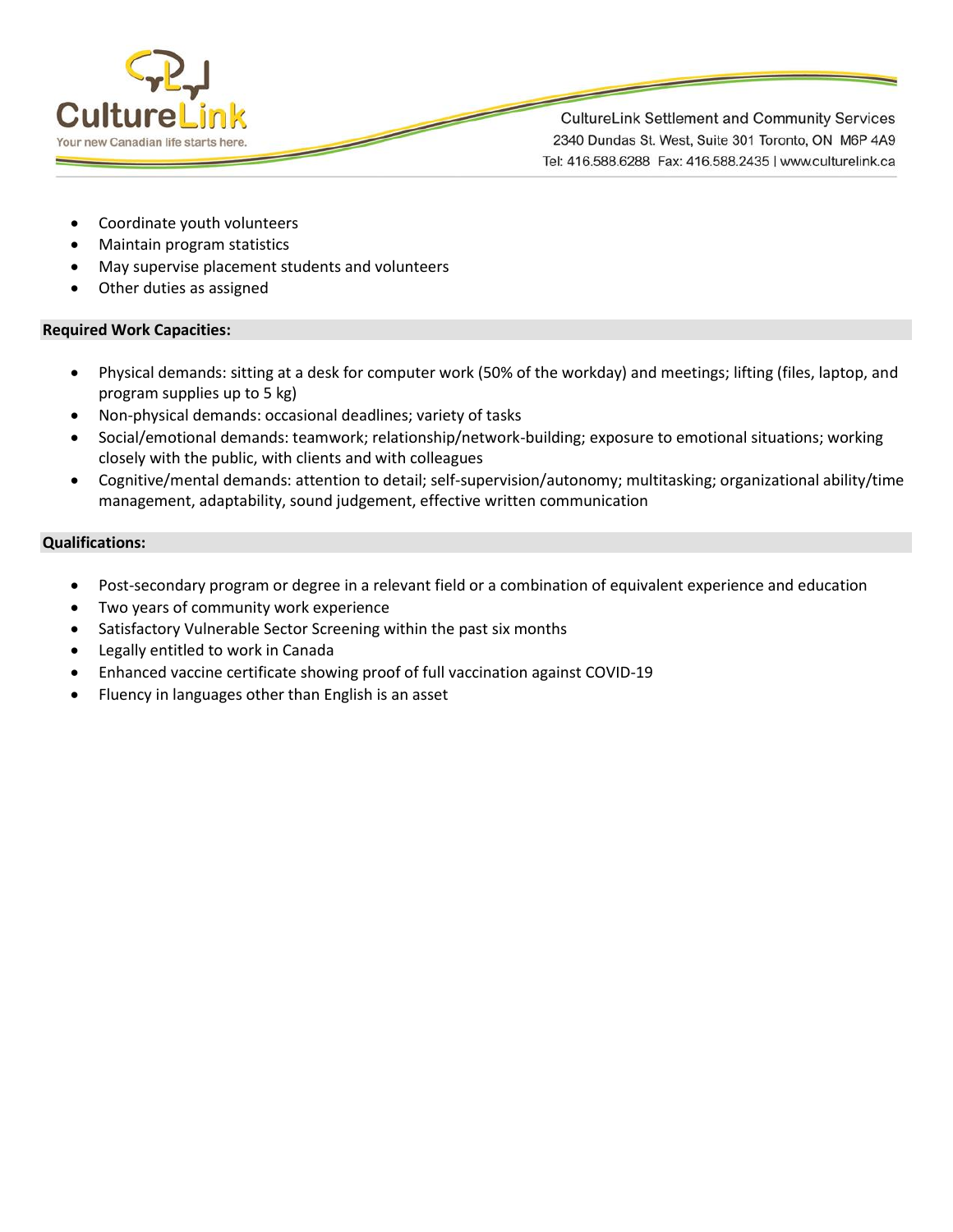- Coordinate youth volunteers
- Maintain program statistics
- May supervise placement students and volunteers
- Other duties as assigned

**Required Work Capacities:**

- Physical demands: sitting at a desk for computer work (50% of the workday) and meetings; lifting (files, laptop, and program supplies up to 5 kg)
- Non-physical demands: occasional deadlines; variety of tasks
- Social/emotional demands: teamwork; relationship/network-building; exposure to emotional situations; working closely with the public, with clients and with colleagues
- Cognitive/mental demands: attention to detail; self-supervision/autonomy; multitasking; organizational ability/time management, adaptability, sound judgement, effective written communication

**Qualifications:**

- Post-secondary program or degree in a relevant field or a combination of equivalent experience and education
- Two years of community work experience
- Satisfactory Vulnerable Sector Screening within the past six months
- Legally entitled to work in Canada
- Enhanced vaccine certificate showing proof of full vaccination against COVID-19
- Fluency in languages other than English is an asset